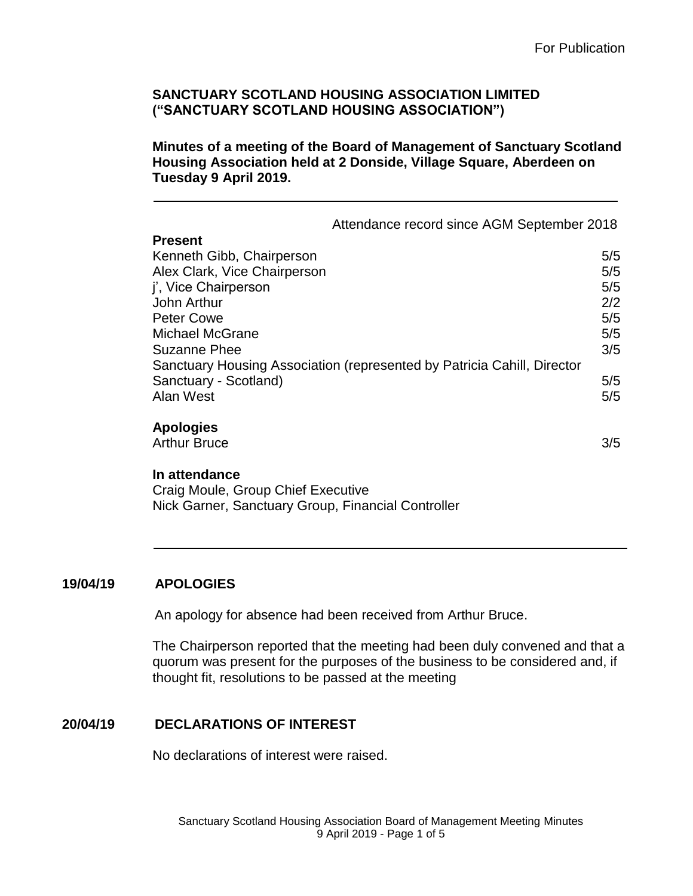For Publication

**SANCTUARY SCOTLAND HOUSING ASSOCIATION LIMITED ("SANCTUARY SCOTLAND HOUSING ASSOCIATION")**

**Minutes of a meeting of the Board of Management of Sanctuary Scotland Housing Association held at 2 Donside, Village Square, Aberdeen on Tuesday 9 April 2019.**

---

| | Attendance record since AGM September 2018 |
|---|---|
| **Present** | |
| Kenneth Gibb, Chairperson | 5/5 |
| Alex Clark, Vice Chairperson | 5/5 |
| j', Vice Chairperson | 5/5 |
| John Arthur | 2/2 |
| Peter Cowe | 5/5 |
| Michael McGrane | 5/5 |
| Suzanne Phee | 3/5 |
| Sanctuary Housing Association (represented by Patricia Cahill, Director Sanctuary - Scotland) | 5/5 |
| Alan West | 5/5 |
| **Apologies** | |
| Arthur Bruce | 3/5 |

**In attendance**

Craig Moule, Group Chief Executive
Nick Garner, Sanctuary Group, Financial Controller

---

**19/04/19 APOLOGIES**

An apology for absence had been received from Arthur Bruce.

The Chairperson reported that the meeting had been duly convened and that a quorum was present for the purposes of the business to be considered and, if thought fit, resolutions to be passed at the meeting

**20/04/19 DECLARATIONS OF INTEREST**

No declarations of interest were raised.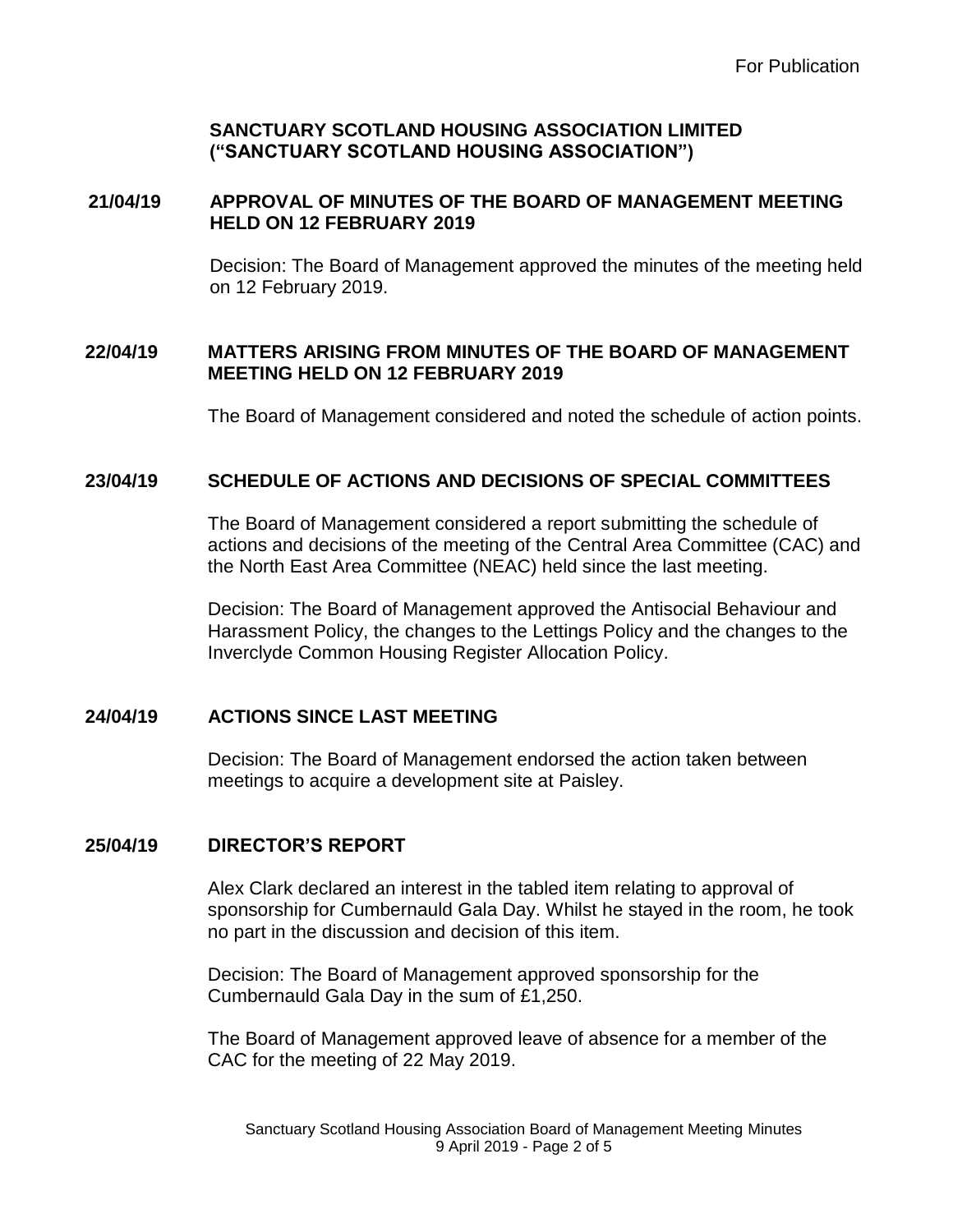For Publication

**SANCTUARY SCOTLAND HOUSING ASSOCIATION LIMITED
("SANCTUARY SCOTLAND HOUSING ASSOCIATION")**

**21/04/19 APPROVAL OF MINUTES OF THE BOARD OF MANAGEMENT MEETING HELD ON 12 FEBRUARY 2019**

Decision: The Board of Management approved the minutes of the meeting held on 12 February 2019.

**22/04/19 MATTERS ARISING FROM MINUTES OF THE BOARD OF MANAGEMENT MEETING HELD ON 12 FEBRUARY 2019**

The Board of Management considered and noted the schedule of action points.

**23/04/19 SCHEDULE OF ACTIONS AND DECISIONS OF SPECIAL COMMITTEES**

The Board of Management considered a report submitting the schedule of actions and decisions of the meeting of the Central Area Committee (CAC) and the North East Area Committee (NEAC) held since the last meeting.

Decision: The Board of Management approved the Antisocial Behaviour and Harassment Policy, the changes to the Lettings Policy and the changes to the Inverclyde Common Housing Register Allocation Policy.

**24/04/19 ACTIONS SINCE LAST MEETING**

Decision: The Board of Management endorsed the action taken between meetings to acquire a development site at Paisley.

**25/04/19 DIRECTOR'S REPORT**

Alex Clark declared an interest in the tabled item relating to approval of sponsorship for Cumbernauld Gala Day. Whilst he stayed in the room, he took no part in the discussion and decision of this item.

Decision: The Board of Management approved sponsorship for the Cumbernauld Gala Day in the sum of £1,250.

The Board of Management approved leave of absence for a member of the CAC for the meeting of 22 May 2019.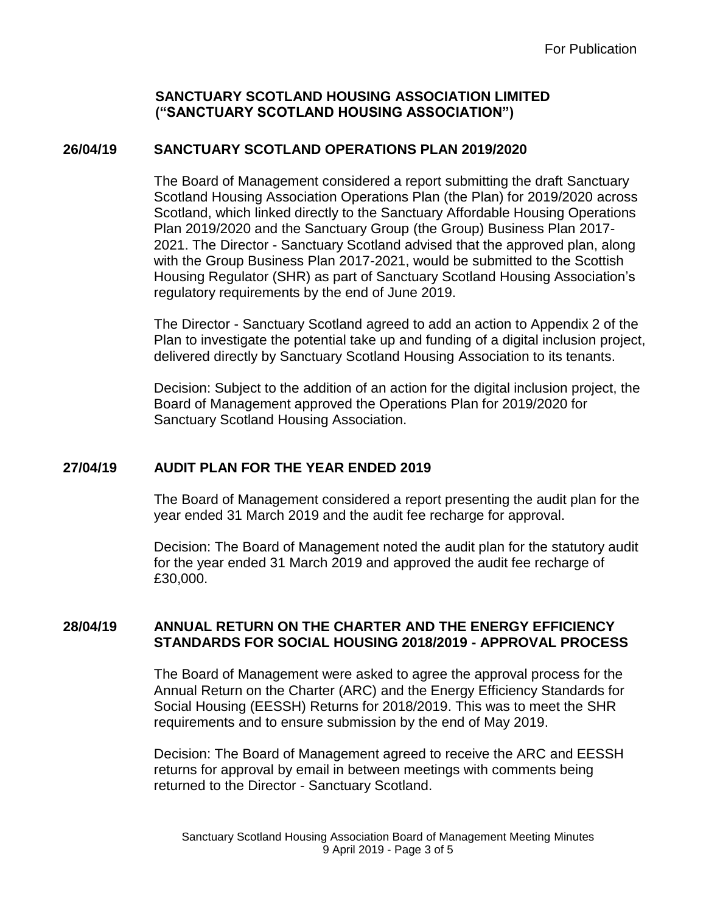For Publication

**SANCTUARY SCOTLAND HOUSING ASSOCIATION LIMITED ("SANCTUARY SCOTLAND HOUSING ASSOCIATION")**

## 26/04/19 SANCTUARY SCOTLAND OPERATIONS PLAN 2019/2020

The Board of Management considered a report submitting the draft Sanctuary Scotland Housing Association Operations Plan (the Plan) for 2019/2020 across Scotland, which linked directly to the Sanctuary Affordable Housing Operations Plan 2019/2020 and the Sanctuary Group (the Group) Business Plan 2017-2021. The Director - Sanctuary Scotland advised that the approved plan, along with the Group Business Plan 2017-2021, would be submitted to the Scottish Housing Regulator (SHR) as part of Sanctuary Scotland Housing Association's regulatory requirements by the end of June 2019.

The Director - Sanctuary Scotland agreed to add an action to Appendix 2 of the Plan to investigate the potential take up and funding of a digital inclusion project, delivered directly by Sanctuary Scotland Housing Association to its tenants.

Decision: Subject to the addition of an action for the digital inclusion project, the Board of Management approved the Operations Plan for 2019/2020 for Sanctuary Scotland Housing Association.

## 27/04/19 AUDIT PLAN FOR THE YEAR ENDED 2019

The Board of Management considered a report presenting the audit plan for the year ended 31 March 2019 and the audit fee recharge for approval.

Decision: The Board of Management noted the audit plan for the statutory audit for the year ended 31 March 2019 and approved the audit fee recharge of £30,000.

## 28/04/19 ANNUAL RETURN ON THE CHARTER AND THE ENERGY EFFICIENCY STANDARDS FOR SOCIAL HOUSING 2018/2019 - APPROVAL PROCESS

The Board of Management were asked to agree the approval process for the Annual Return on the Charter (ARC) and the Energy Efficiency Standards for Social Housing (EESSH) Returns for 2018/2019. This was to meet the SHR requirements and to ensure submission by the end of May 2019.

Decision: The Board of Management agreed to receive the ARC and EESSH returns for approval by email in between meetings with comments being returned to the Director - Sanctuary Scotland.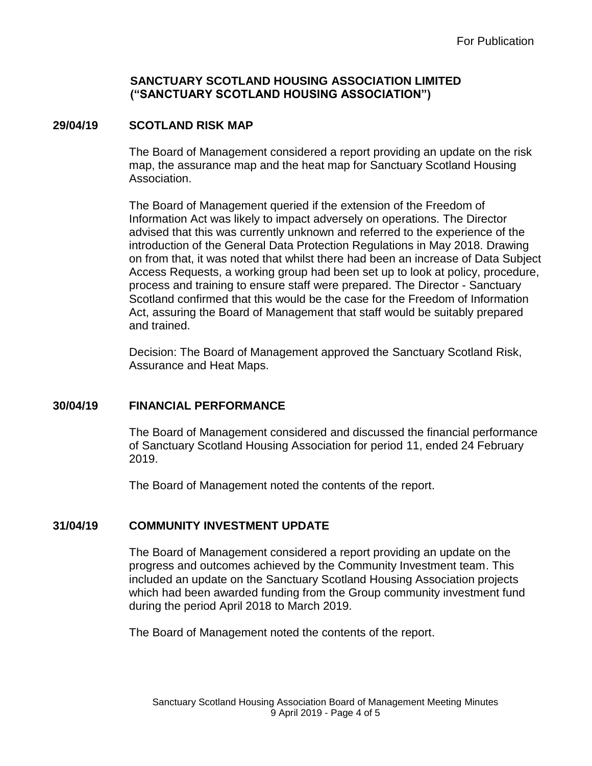For Publication

**SANCTUARY SCOTLAND HOUSING ASSOCIATION LIMITED ("SANCTUARY SCOTLAND HOUSING ASSOCIATION")**

## 29/04/19 SCOTLAND RISK MAP

The Board of Management considered a report providing an update on the risk map, the assurance map and the heat map for Sanctuary Scotland Housing Association.

The Board of Management queried if the extension of the Freedom of Information Act was likely to impact adversely on operations. The Director advised that this was currently unknown and referred to the experience of the introduction of the General Data Protection Regulations in May 2018. Drawing on from that, it was noted that whilst there had been an increase of Data Subject Access Requests, a working group had been set up to look at policy, procedure, process and training to ensure staff were prepared. The Director - Sanctuary Scotland confirmed that this would be the case for the Freedom of Information Act, assuring the Board of Management that staff would be suitably prepared and trained.

Decision: The Board of Management approved the Sanctuary Scotland Risk, Assurance and Heat Maps.

## 30/04/19 FINANCIAL PERFORMANCE

The Board of Management considered and discussed the financial performance of Sanctuary Scotland Housing Association for period 11, ended 24 February 2019.

The Board of Management noted the contents of the report.

## 31/04/19 COMMUNITY INVESTMENT UPDATE

The Board of Management considered a report providing an update on the progress and outcomes achieved by the Community Investment team. This included an update on the Sanctuary Scotland Housing Association projects which had been awarded funding from the Group community investment fund during the period April 2018 to March 2019.

The Board of Management noted the contents of the report.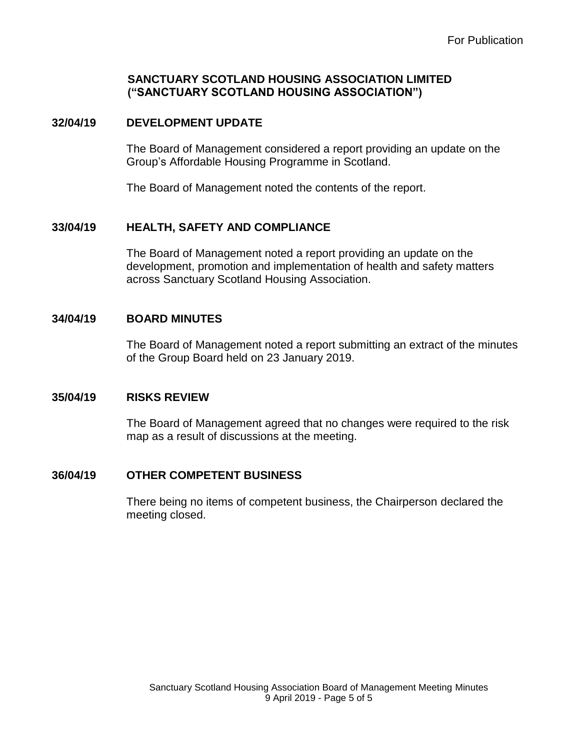For Publication

**SANCTUARY SCOTLAND HOUSING ASSOCIATION LIMITED**
**("SANCTUARY SCOTLAND HOUSING ASSOCIATION")**

## 32/04/19 DEVELOPMENT UPDATE

The Board of Management considered a report providing an update on the Group's Affordable Housing Programme in Scotland.

The Board of Management noted the contents of the report.

## 33/04/19 HEALTH, SAFETY AND COMPLIANCE

The Board of Management noted a report providing an update on the development, promotion and implementation of health and safety matters across Sanctuary Scotland Housing Association.

## 34/04/19 BOARD MINUTES

The Board of Management noted a report submitting an extract of the minutes of the Group Board held on 23 January 2019.

## 35/04/19 RISKS REVIEW

The Board of Management agreed that no changes were required to the risk map as a result of discussions at the meeting.

## 36/04/19 OTHER COMPETENT BUSINESS

There being no items of competent business, the Chairperson declared the meeting closed.